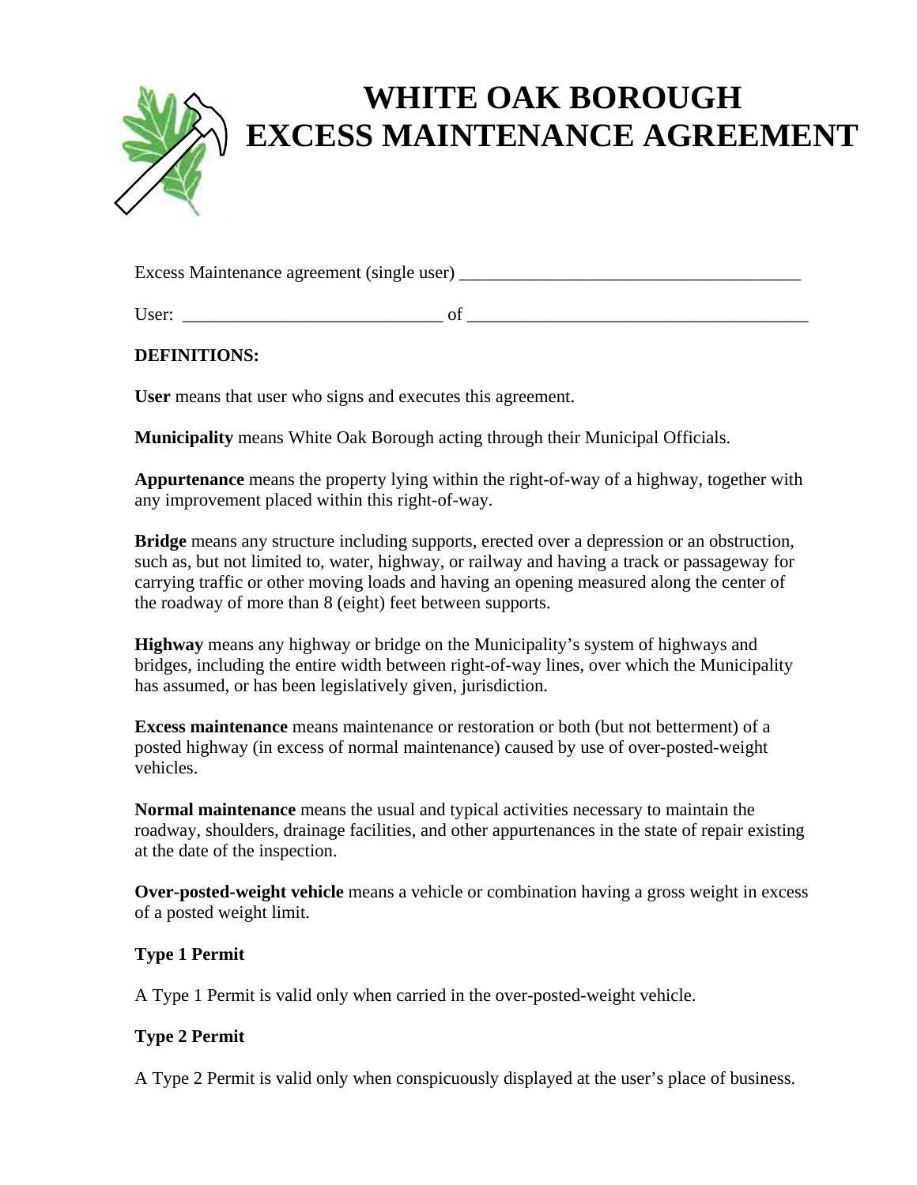# WHITE OAK BOROUGH
# EXCESS MAINTENANCE AGREEMENT

Excess Maintenance agreement (single user) ______________________________________

User: _____________________________ of ______________________________________

**DEFINITIONS:**

**User** means that user who signs and executes this agreement.

**Municipality** means White Oak Borough acting through their Municipal Officials.

**Appurtenance** means the property lying within the right-of-way of a highway, together with any improvement placed within this right-of-way.

**Bridge** means any structure including supports, erected over a depression or an obstruction, such as, but not limited to, water, highway, or railway and having a track or passageway for carrying traffic or other moving loads and having an opening measured along the center of the roadway of more than 8 (eight) feet between supports.

**Highway** means any highway or bridge on the Municipality's system of highways and bridges, including the entire width between right-of-way lines, over which the Municipality has assumed, or has been legislatively given, jurisdiction.

**Excess maintenance** means maintenance or restoration or both (but not betterment) of a posted highway (in excess of normal maintenance) caused by use of over-posted-weight vehicles.

**Normal maintenance** means the usual and typical activities necessary to maintain the roadway, shoulders, drainage facilities, and other appurtenances in the state of repair existing at the date of the inspection.

**Over-posted-weight vehicle** means a vehicle or combination having a gross weight in excess of a posted weight limit.

**Type 1 Permit**

A Type 1 Permit is valid only when carried in the over-posted-weight vehicle.

**Type 2 Permit**

A Type 2 Permit is valid only when conspicuously displayed at the user's place of business.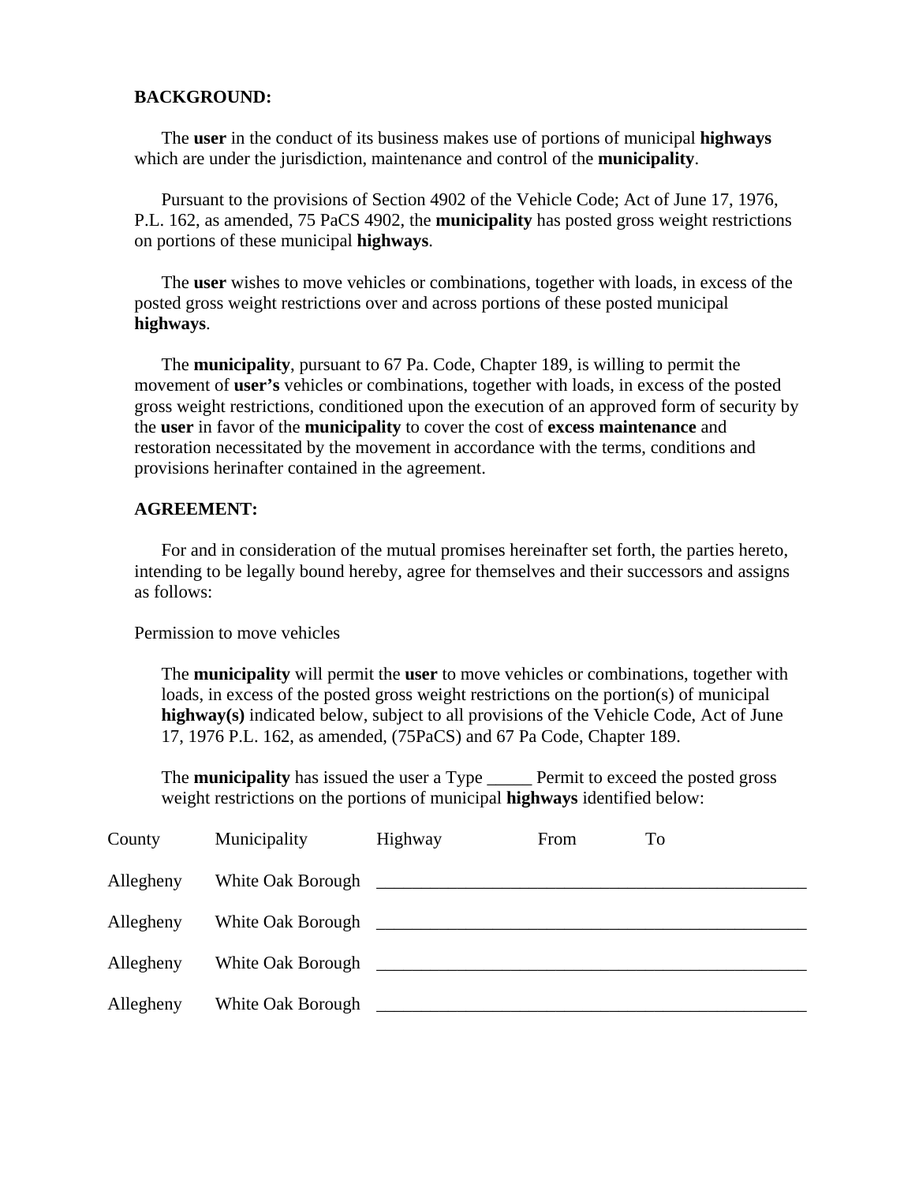**BACKGROUND:**

The **user** in the conduct of its business makes use of portions of municipal **highways** which are under the jurisdiction, maintenance and control of the **municipality**.

Pursuant to the provisions of Section 4902 of the Vehicle Code; Act of June 17, 1976, P.L. 162, as amended, 75 PaCS 4902, the **municipality** has posted gross weight restrictions on portions of these municipal **highways**.

The **user** wishes to move vehicles or combinations, together with loads, in excess of the posted gross weight restrictions over and across portions of these posted municipal **highways**.

The **municipality**, pursuant to 67 Pa. Code, Chapter 189, is willing to permit the movement of **user's** vehicles or combinations, together with loads, in excess of the posted gross weight restrictions, conditioned upon the execution of an approved form of security by the **user** in favor of the **municipality** to cover the cost of **excess maintenance** and restoration necessitated by the movement in accordance with the terms, conditions and provisions herinafter contained in the agreement.

**AGREEMENT:**

For and in consideration of the mutual promises hereinafter set forth, the parties hereto, intending to be legally bound hereby, agree for themselves and their successors and assigns as follows:

Permission to move vehicles

The **municipality** will permit the **user** to move vehicles or combinations, together with loads, in excess of the posted gross weight restrictions on the portion(s) of municipal **highway(s)** indicated below, subject to all provisions of the Vehicle Code, Act of June 17, 1976 P.L. 162, as amended, (75PaCS) and 67 Pa Code, Chapter 189.

The **municipality** has issued the user a Type _____ Permit to exceed the posted gross weight restrictions on the portions of municipal **highways** identified below:

| County | Municipality | Highway | From | To |
|---|---|---|---|---|
| Allegheny | White Oak Borough | | | |
| Allegheny | White Oak Borough | | | |
| Allegheny | White Oak Borough | | | |
| Allegheny | White Oak Borough | | | |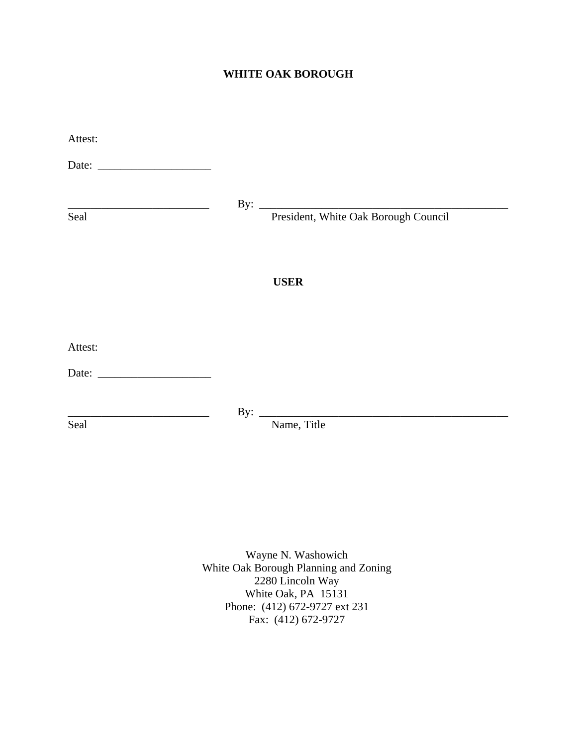**WHITE OAK BOROUGH**

Attest:

Date: ____________________

_________________________ By: _____________________________________________

Seal President, White Oak Borough Council

**USER**

Attest:

Date: ____________________

_________________________ By: _____________________________________________

Seal Name, Title

Wayne N. Washowich
White Oak Borough Planning and Zoning
2280 Lincoln Way
White Oak, PA 15131
Phone: (412) 672-9727 ext 231
Fax: (412) 672-9727